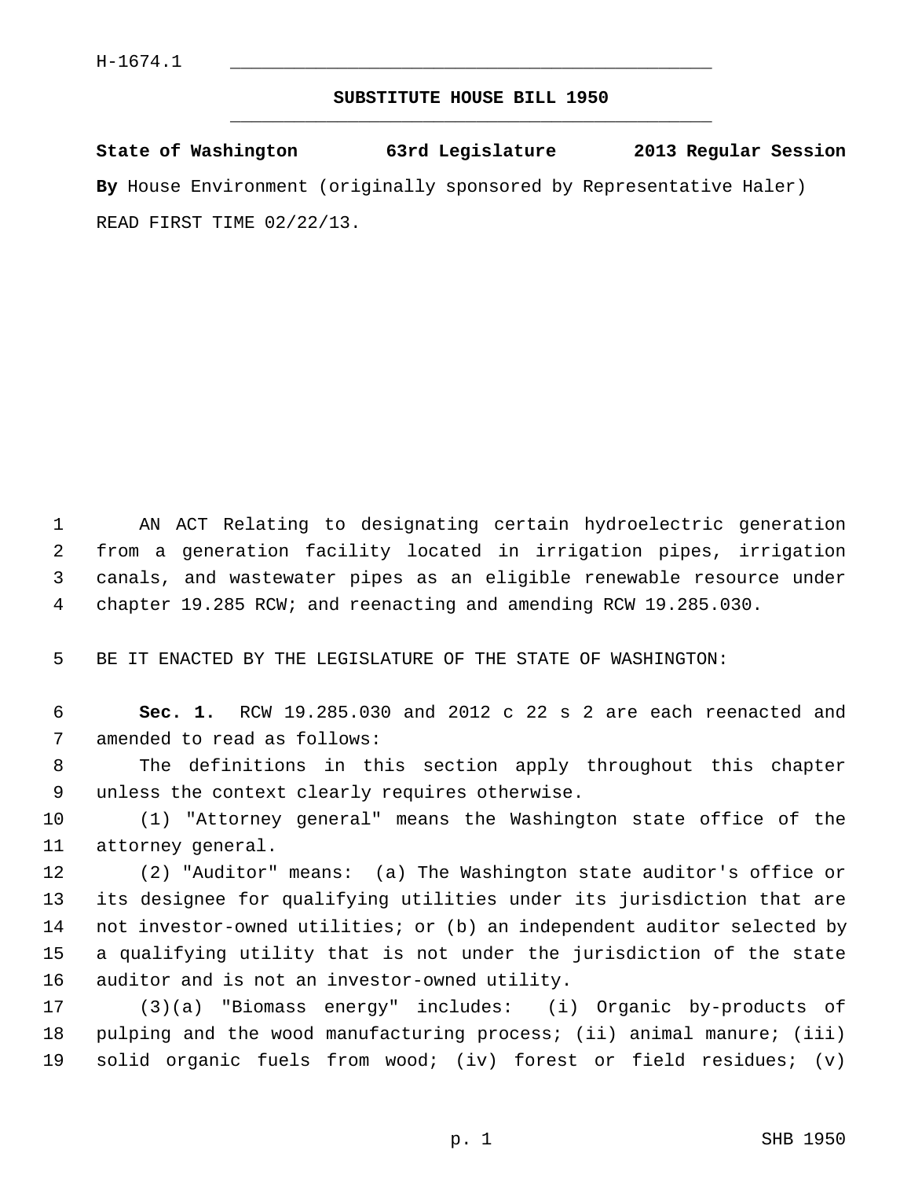H-1674.1

## SUBSTITUTE HOUSE BILL 1950

**State of Washington 63rd Legislature 2013 Regular Session**

**By** House Environment (originally sponsored by Representative Haler)

READ FIRST TIME 02/22/13.

AN ACT Relating to designating certain hydroelectric generation from a generation facility located in irrigation pipes, irrigation canals, and wastewater pipes as an eligible renewable resource under chapter 19.285 RCW; and reenacting and amending RCW 19.285.030.

BE IT ENACTED BY THE LEGISLATURE OF THE STATE OF WASHINGTON:

**Sec. 1.** RCW 19.285.030 and 2012 c 22 s 2 are each reenacted and amended to read as follows:

The definitions in this section apply throughout this chapter unless the context clearly requires otherwise.

(1) "Attorney general" means the Washington state office of the attorney general.

(2) "Auditor" means: (a) The Washington state auditor's office or its designee for qualifying utilities under its jurisdiction that are not investor-owned utilities; or (b) an independent auditor selected by a qualifying utility that is not under the jurisdiction of the state auditor and is not an investor-owned utility.

(3)(a) "Biomass energy" includes: (i) Organic by-products of pulping and the wood manufacturing process; (ii) animal manure; (iii) solid organic fuels from wood; (iv) forest or field residues; (v)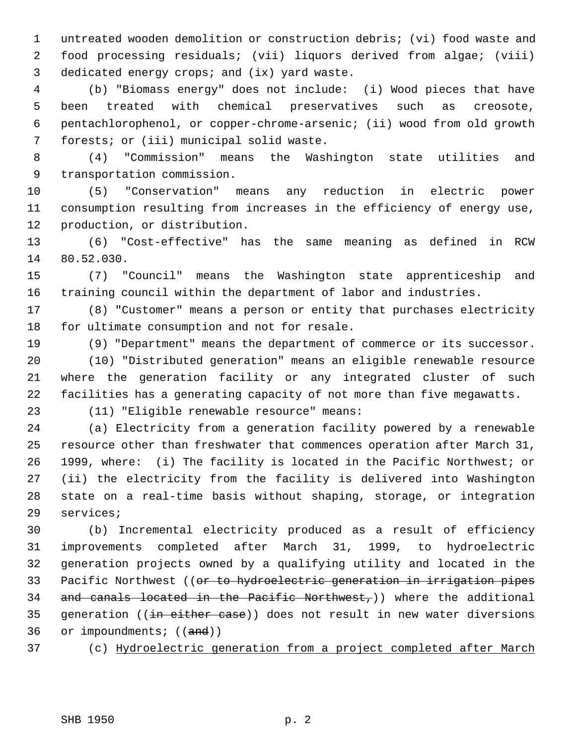untreated wooden demolition or construction debris; (vi) food waste and food processing residuals; (vii) liquors derived from algae; (viii) dedicated energy crops; and (ix) yard waste.

(b) "Biomass energy" does not include: (i) Wood pieces that have been treated with chemical preservatives such as creosote, pentachlorophenol, or copper-chrome-arsenic; (ii) wood from old growth forests; or (iii) municipal solid waste.

(4) "Commission" means the Washington state utilities and transportation commission.

(5) "Conservation" means any reduction in electric power consumption resulting from increases in the efficiency of energy use, production, or distribution.

(6) "Cost-effective" has the same meaning as defined in RCW 80.52.030.

(7) "Council" means the Washington state apprenticeship and training council within the department of labor and industries.

(8) "Customer" means a person or entity that purchases electricity for ultimate consumption and not for resale.

(9) "Department" means the department of commerce or its successor.

(10) "Distributed generation" means an eligible renewable resource where the generation facility or any integrated cluster of such facilities has a generating capacity of not more than five megawatts.

(11) "Eligible renewable resource" means:

(a) Electricity from a generation facility powered by a renewable resource other than freshwater that commences operation after March 31, 1999, where: (i) The facility is located in the Pacific Northwest; or (ii) the electricity from the facility is delivered into Washington state on a real-time basis without shaping, storage, or integration services;

(b) Incremental electricity produced as a result of efficiency improvements completed after March 31, 1999, to hydroelectric generation projects owned by a qualifying utility and located in the Pacific Northwest ((~~or to hydroelectric generation in irrigation pipes and canals located in the Pacific Northwest,~~)) where the additional generation ((~~in either case~~)) does not result in new water diversions or impoundments; ((~~and~~))

(c) <u>Hydroelectric generation from a project completed after March</u>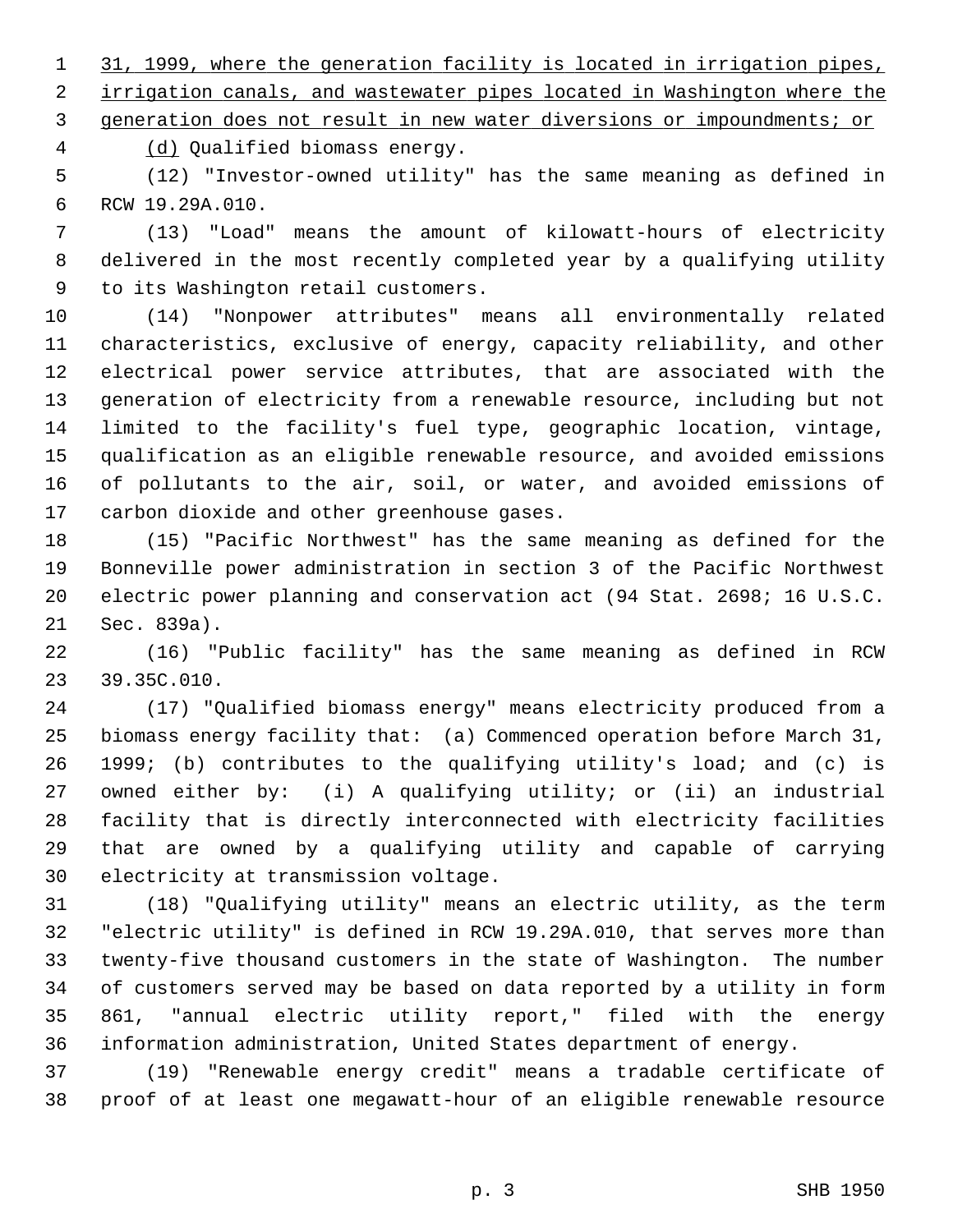31, 1999, where the generation facility is located in irrigation pipes, irrigation canals, and wastewater pipes located in Washington where the generation does not result in new water diversions or impoundments; or

(d) Qualified biomass energy.

(12) "Investor-owned utility" has the same meaning as defined in RCW 19.29A.010.

(13) "Load" means the amount of kilowatt-hours of electricity delivered in the most recently completed year by a qualifying utility to its Washington retail customers.

(14) "Nonpower attributes" means all environmentally related characteristics, exclusive of energy, capacity reliability, and other electrical power service attributes, that are associated with the generation of electricity from a renewable resource, including but not limited to the facility's fuel type, geographic location, vintage, qualification as an eligible renewable resource, and avoided emissions of pollutants to the air, soil, or water, and avoided emissions of carbon dioxide and other greenhouse gases.

(15) "Pacific Northwest" has the same meaning as defined for the Bonneville power administration in section 3 of the Pacific Northwest electric power planning and conservation act (94 Stat. 2698; 16 U.S.C. Sec. 839a).

(16) "Public facility" has the same meaning as defined in RCW 39.35C.010.

(17) "Qualified biomass energy" means electricity produced from a biomass energy facility that: (a) Commenced operation before March 31, 1999; (b) contributes to the qualifying utility's load; and (c) is owned either by: (i) A qualifying utility; or (ii) an industrial facility that is directly interconnected with electricity facilities that are owned by a qualifying utility and capable of carrying electricity at transmission voltage.

(18) "Qualifying utility" means an electric utility, as the term "electric utility" is defined in RCW 19.29A.010, that serves more than twenty-five thousand customers in the state of Washington. The number of customers served may be based on data reported by a utility in form 861, "annual electric utility report," filed with the energy information administration, United States department of energy.

(19) "Renewable energy credit" means a tradable certificate of proof of at least one megawatt-hour of an eligible renewable resource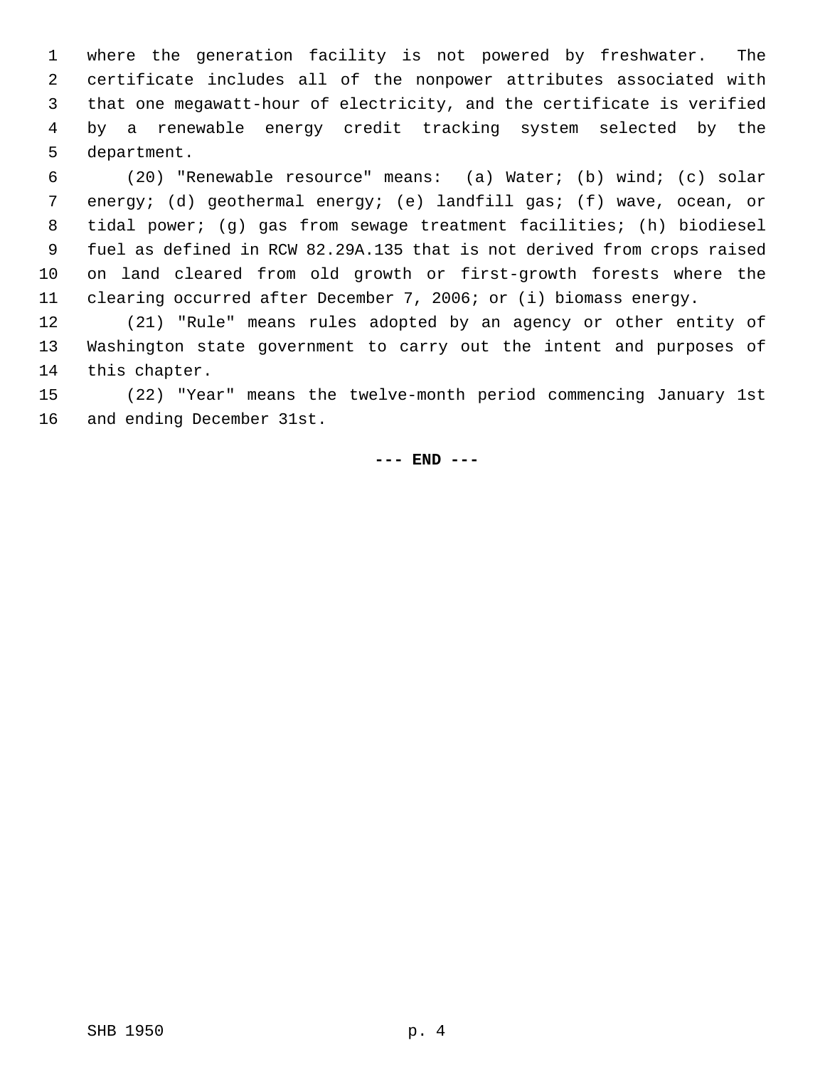where the generation facility is not powered by freshwater. The certificate includes all of the nonpower attributes associated with that one megawatt-hour of electricity, and the certificate is verified by a renewable energy credit tracking system selected by the department.

(20) "Renewable resource" means: (a) Water; (b) wind; (c) solar energy; (d) geothermal energy; (e) landfill gas; (f) wave, ocean, or tidal power; (g) gas from sewage treatment facilities; (h) biodiesel fuel as defined in RCW 82.29A.135 that is not derived from crops raised on land cleared from old growth or first-growth forests where the clearing occurred after December 7, 2006; or (i) biomass energy.

(21) "Rule" means rules adopted by an agency or other entity of Washington state government to carry out the intent and purposes of this chapter.

(22) "Year" means the twelve-month period commencing January 1st and ending December 31st.

**--- END ---**